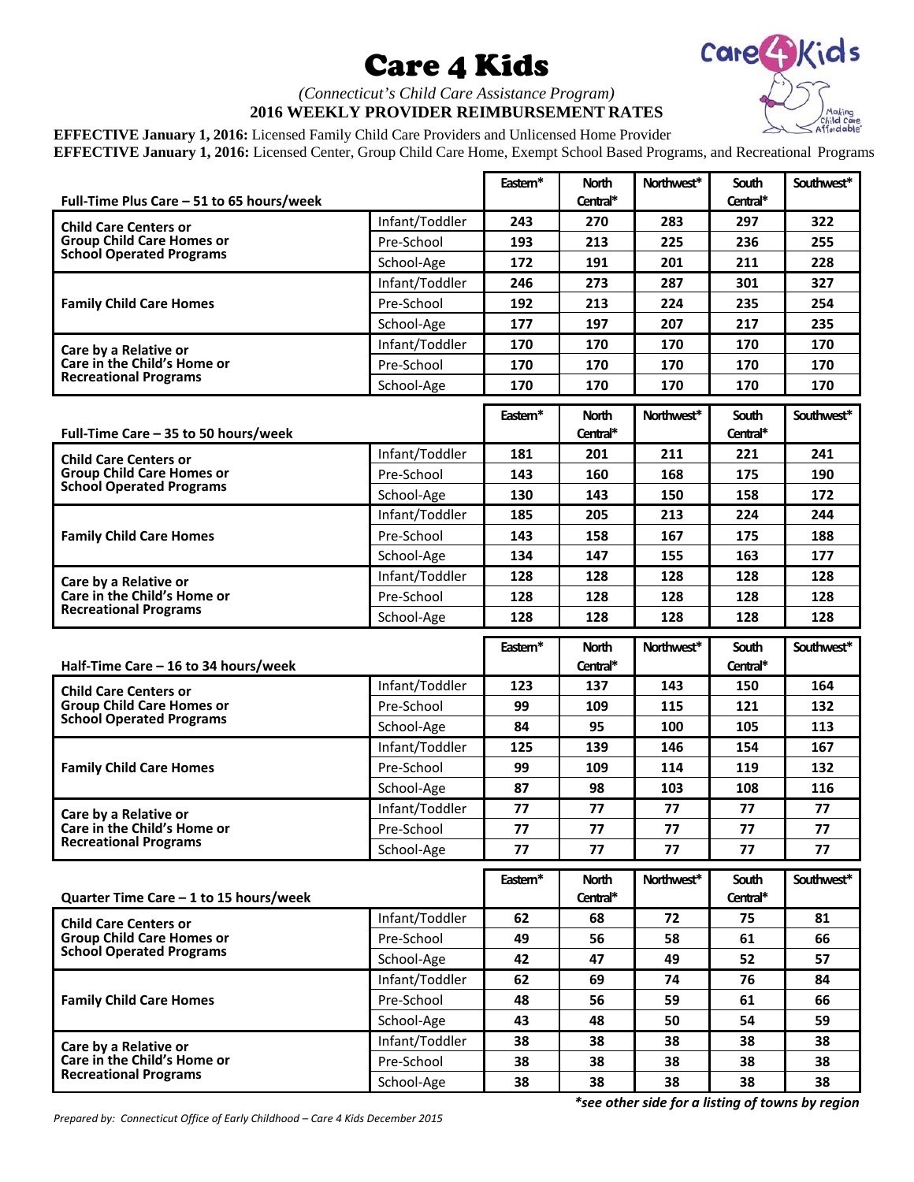# Care 4 Kids

*(Connecticut's Child Care Assistance Program)*

**2016 WEEKLY PROVIDER REIMBURSEMENT RATES**

**EFFECTIVE January 1, 2016:** Licensed Family Child Care Providers and Unlicensed Home Provider

**EFFECTIVE January 1, 2016:** Licensed Center, Group Child Care Home, Exempt School Based Programs, and Recreational Programs

| Full-Time Plus Care – 51 to 65 hours/week | | Eastern* | North Central* | Northwest* | South Central* | Southwest* |
|---|---|---|---|---|---|---|
| Child Care Centers or Group Child Care Homes or School Operated Programs | Infant/Toddler | 243 | 270 | 283 | 297 | 322 |
| | Pre-School | 193 | 213 | 225 | 236 | 255 |
| | School-Age | 172 | 191 | 201 | 211 | 228 |
| Family Child Care Homes | Infant/Toddler | 246 | 273 | 287 | 301 | 327 |
| | Pre-School | 192 | 213 | 224 | 235 | 254 |
| | School-Age | 177 | 197 | 207 | 217 | 235 |
| Care by a Relative or Care in the Child's Home or Recreational Programs | Infant/Toddler | 170 | 170 | 170 | 170 | 170 |
| | Pre-School | 170 | 170 | 170 | 170 | 170 |
| | School-Age | 170 | 170 | 170 | 170 | 170 |

| Full-Time Care – 35 to 50 hours/week | | Eastern* | North Central* | Northwest* | South Central* | Southwest* |
|---|---|---|---|---|---|---|
| Child Care Centers or Group Child Care Homes or School Operated Programs | Infant/Toddler | 181 | 201 | 211 | 221 | 241 |
| | Pre-School | 143 | 160 | 168 | 175 | 190 |
| | School-Age | 130 | 143 | 150 | 158 | 172 |
| Family Child Care Homes | Infant/Toddler | 185 | 205 | 213 | 224 | 244 |
| | Pre-School | 143 | 158 | 167 | 175 | 188 |
| | School-Age | 134 | 147 | 155 | 163 | 177 |
| Care by a Relative or Care in the Child's Home or Recreational Programs | Infant/Toddler | 128 | 128 | 128 | 128 | 128 |
| | Pre-School | 128 | 128 | 128 | 128 | 128 |
| | School-Age | 128 | 128 | 128 | 128 | 128 |

| Half-Time Care – 16 to 34 hours/week | | Eastern* | North Central* | Northwest* | South Central* | Southwest* |
|---|---|---|---|---|---|---|
| Child Care Centers or Group Child Care Homes or School Operated Programs | Infant/Toddler | 123 | 137 | 143 | 150 | 164 |
| | Pre-School | 99 | 109 | 115 | 121 | 132 |
| | School-Age | 84 | 95 | 100 | 105 | 113 |
| Family Child Care Homes | Infant/Toddler | 125 | 139 | 146 | 154 | 167 |
| | Pre-School | 99 | 109 | 114 | 119 | 132 |
| | School-Age | 87 | 98 | 103 | 108 | 116 |
| Care by a Relative or Care in the Child's Home or Recreational Programs | Infant/Toddler | 77 | 77 | 77 | 77 | 77 |
| | Pre-School | 77 | 77 | 77 | 77 | 77 |
| | School-Age | 77 | 77 | 77 | 77 | 77 |

| Quarter Time Care – 1 to 15 hours/week | | Eastern* | North Central* | Northwest* | South Central* | Southwest* |
|---|---|---|---|---|---|---|
| Child Care Centers or Group Child Care Homes or School Operated Programs | Infant/Toddler | 62 | 68 | 72 | 75 | 81 |
| | Pre-School | 49 | 56 | 58 | 61 | 66 |
| | School-Age | 42 | 47 | 49 | 52 | 57 |
| Family Child Care Homes | Infant/Toddler | 62 | 69 | 74 | 76 | 84 |
| | Pre-School | 48 | 56 | 59 | 61 | 66 |
| | School-Age | 43 | 48 | 50 | 54 | 59 |
| Care by a Relative or Care in the Child's Home or Recreational Programs | Infant/Toddler | 38 | 38 | 38 | 38 | 38 |
| | Pre-School | 38 | 38 | 38 | 38 | 38 |
| | School-Age | 38 | 38 | 38 | 38 | 38 |

***see other side for a listing of towns by region***

*Prepared by: Connecticut Office of Early Childhood – Care 4 Kids December 2015*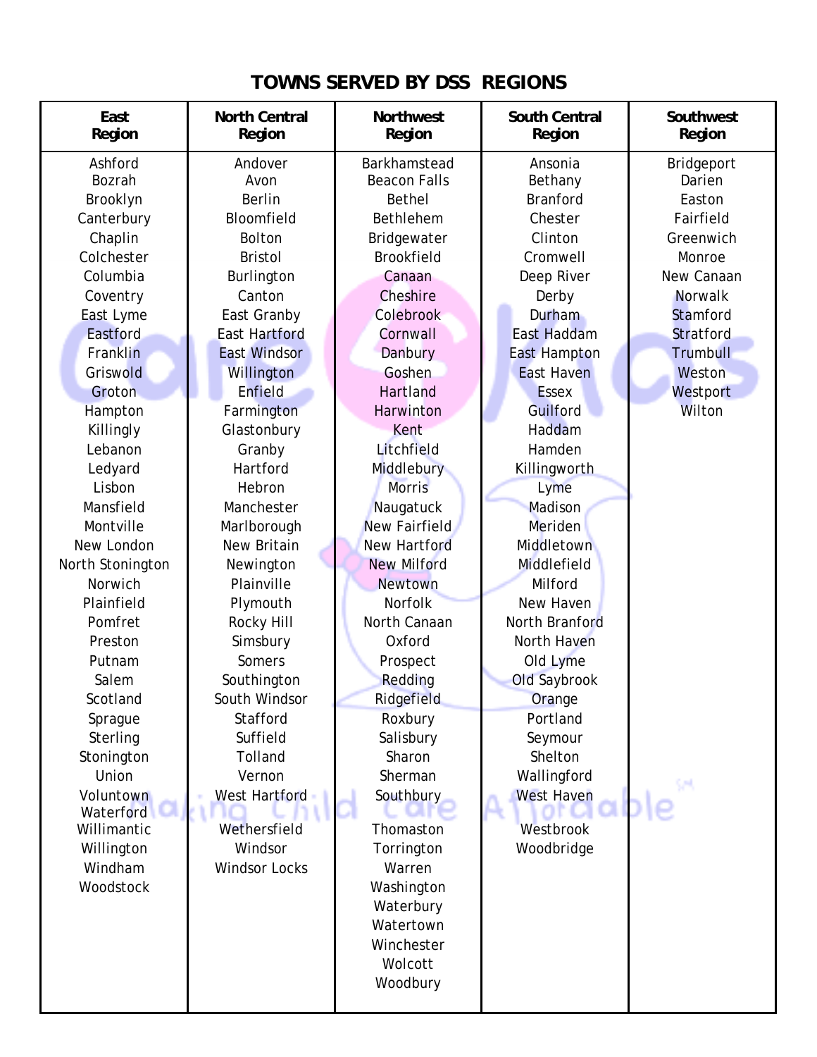# TOWNS SERVED BY DSS REGIONS

| East Region | North Central Region | Northwest Region | South Central Region | Southwest Region |
|---|---|---|---|---|
| Ashford | Andover | Barkhamstead | Ansonia | Bridgeport |
| Bozrah | Avon | Beacon Falls | Bethany | Darien |
| Brooklyn | Berlin | Bethel | Branford | Easton |
| Canterbury | Bloomfield | Bethlehem | Chester | Fairfield |
| Chaplin | Bolton | Bridgewater | Clinton | Greenwich |
| Colchester | Bristol | Brookfield | Cromwell | Monroe |
| Columbia | Burlington | Canaan | Deep River | New Canaan |
| Coventry | Canton | Cheshire | Derby | Norwalk |
| East Lyme | East Granby | Colebrook | Durham | Stamford |
| Eastford | East Hartford | Cornwall | East Haddam | Stratford |
| Franklin | East Windsor | Danbury | East Hampton | Trumbull |
| Griswold | Willington | Goshen | East Haven | Weston |
| Groton | Enfield | Hartland | Essex | Westport |
| Hampton | Farmington | Harwinton | Guilford | Wilton |
| Killingly | Glastonbury | Kent | Haddam | |
| Lebanon | Granby | Litchfield | Hamden | |
| Ledyard | Hartford | Middlebury | Killingworth | |
| Lisbon | Hebron | Morris | Lyme | |
| Mansfield | Manchester | Naugatuck | Madison | |
| Montville | Marlborough | New Fairfield | Meriden | |
| New London | New Britain | New Hartford | Middletown | |
| North Stonington | Newington | New Milford | Middlefield | |
| Norwich | Plainville | Newtown | Milford | |
| Plainfield | Plymouth | Norfolk | New Haven | |
| Pomfret | Rocky Hill | North Canaan | North Branford | |
| Preston | Simsbury | Oxford | North Haven | |
| Putnam | Somers | Prospect | Old Lyme | |
| Salem | Southington | Redding | Old Saybrook | |
| Scotland | South Windsor | Ridgefield | Orange | |
| Sprague | Stafford | Roxbury | Portland | |
| Sterling | Suffield | Salisbury | Seymour | |
| Stonington | Tolland | Sharon | Shelton | |
| Union | Vernon | Sherman | Wallingford | |
| Voluntown | West Hartford | Southbury | West Haven | |
| Waterford | | | | |
| Willimantic | Wethersfield | Thomaston | Westbrook | |
| Willington | Windsor | Torrington | Woodbridge | |
| Windham | Windsor Locks | Warren | | |
| Woodstock | | Washington | | |
| | | Waterbury | | |
| | | Watertown | | |
| | | Winchester | | |
| | | Wolcott | | |
| | | Woodbury | | |